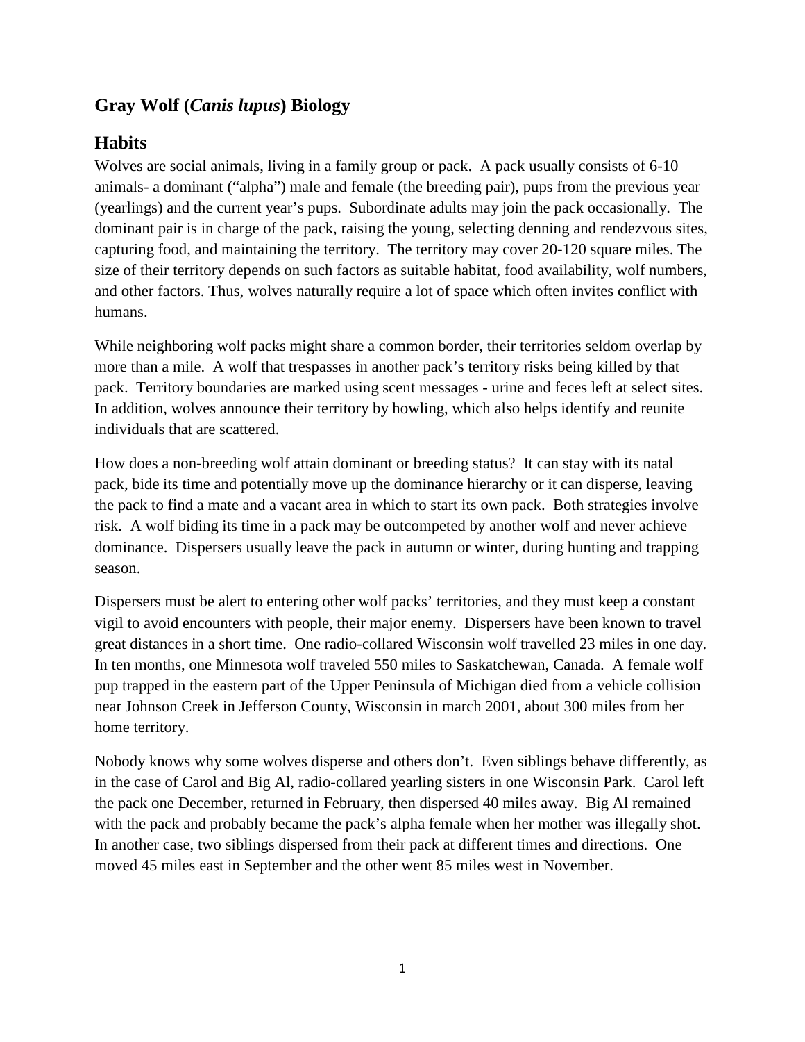# Gray Wolf (*Canis lupus*) Biology

## Habits

Wolves are social animals, living in a family group or pack. A pack usually consists of 6-10 animals- a dominant ("alpha") male and female (the breeding pair), pups from the previous year (yearlings) and the current year's pups. Subordinate adults may join the pack occasionally. The dominant pair is in charge of the pack, raising the young, selecting denning and rendezvous sites, capturing food, and maintaining the territory. The territory may cover 20-120 square miles. The size of their territory depends on such factors as suitable habitat, food availability, wolf numbers, and other factors. Thus, wolves naturally require a lot of space which often invites conflict with humans.

While neighboring wolf packs might share a common border, their territories seldom overlap by more than a mile. A wolf that trespasses in another pack's territory risks being killed by that pack. Territory boundaries are marked using scent messages - urine and feces left at select sites. In addition, wolves announce their territory by howling, which also helps identify and reunite individuals that are scattered.

How does a non-breeding wolf attain dominant or breeding status? It can stay with its natal pack, bide its time and potentially move up the dominance hierarchy or it can disperse, leaving the pack to find a mate and a vacant area in which to start its own pack. Both strategies involve risk. A wolf biding its time in a pack may be outcompeted by another wolf and never achieve dominance. Dispersers usually leave the pack in autumn or winter, during hunting and trapping season.

Dispersers must be alert to entering other wolf packs' territories, and they must keep a constant vigil to avoid encounters with people, their major enemy. Dispersers have been known to travel great distances in a short time. One radio-collared Wisconsin wolf travelled 23 miles in one day. In ten months, one Minnesota wolf traveled 550 miles to Saskatchewan, Canada. A female wolf pup trapped in the eastern part of the Upper Peninsula of Michigan died from a vehicle collision near Johnson Creek in Jefferson County, Wisconsin in march 2001, about 300 miles from her home territory.

Nobody knows why some wolves disperse and others don't. Even siblings behave differently, as in the case of Carol and Big Al, radio-collared yearling sisters in one Wisconsin Park. Carol left the pack one December, returned in February, then dispersed 40 miles away. Big Al remained with the pack and probably became the pack's alpha female when her mother was illegally shot. In another case, two siblings dispersed from their pack at different times and directions. One moved 45 miles east in September and the other went 85 miles west in November.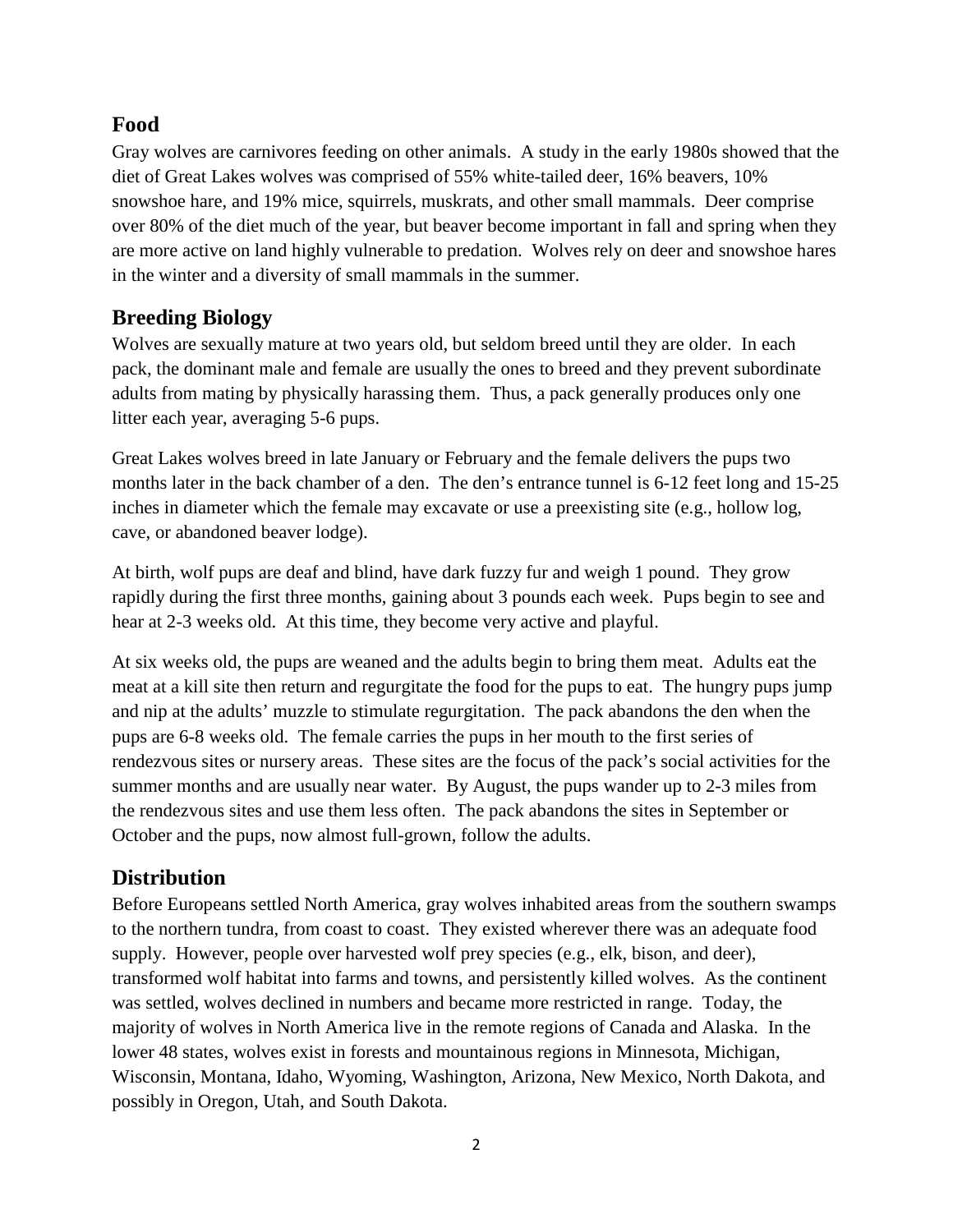## Food

Gray wolves are carnivores feeding on other animals. A study in the early 1980s showed that the diet of Great Lakes wolves was comprised of 55% white-tailed deer, 16% beavers, 10% snowshoe hare, and 19% mice, squirrels, muskrats, and other small mammals. Deer comprise over 80% of the diet much of the year, but beaver become important in fall and spring when they are more active on land highly vulnerable to predation. Wolves rely on deer and snowshoe hares in the winter and a diversity of small mammals in the summer.

## Breeding Biology

Wolves are sexually mature at two years old, but seldom breed until they are older. In each pack, the dominant male and female are usually the ones to breed and they prevent subordinate adults from mating by physically harassing them. Thus, a pack generally produces only one litter each year, averaging 5-6 pups.

Great Lakes wolves breed in late January or February and the female delivers the pups two months later in the back chamber of a den. The den's entrance tunnel is 6-12 feet long and 15-25 inches in diameter which the female may excavate or use a preexisting site (e.g., hollow log, cave, or abandoned beaver lodge).

At birth, wolf pups are deaf and blind, have dark fuzzy fur and weigh 1 pound. They grow rapidly during the first three months, gaining about 3 pounds each week. Pups begin to see and hear at 2-3 weeks old. At this time, they become very active and playful.

At six weeks old, the pups are weaned and the adults begin to bring them meat. Adults eat the meat at a kill site then return and regurgitate the food for the pups to eat. The hungry pups jump and nip at the adults' muzzle to stimulate regurgitation. The pack abandons the den when the pups are 6-8 weeks old. The female carries the pups in her mouth to the first series of rendezvous sites or nursery areas. These sites are the focus of the pack's social activities for the summer months and are usually near water. By August, the pups wander up to 2-3 miles from the rendezvous sites and use them less often. The pack abandons the sites in September or October and the pups, now almost full-grown, follow the adults.

## Distribution

Before Europeans settled North America, gray wolves inhabited areas from the southern swamps to the northern tundra, from coast to coast. They existed wherever there was an adequate food supply. However, people over harvested wolf prey species (e.g., elk, bison, and deer), transformed wolf habitat into farms and towns, and persistently killed wolves. As the continent was settled, wolves declined in numbers and became more restricted in range. Today, the majority of wolves in North America live in the remote regions of Canada and Alaska. In the lower 48 states, wolves exist in forests and mountainous regions in Minnesota, Michigan, Wisconsin, Montana, Idaho, Wyoming, Washington, Arizona, New Mexico, North Dakota, and possibly in Oregon, Utah, and South Dakota.